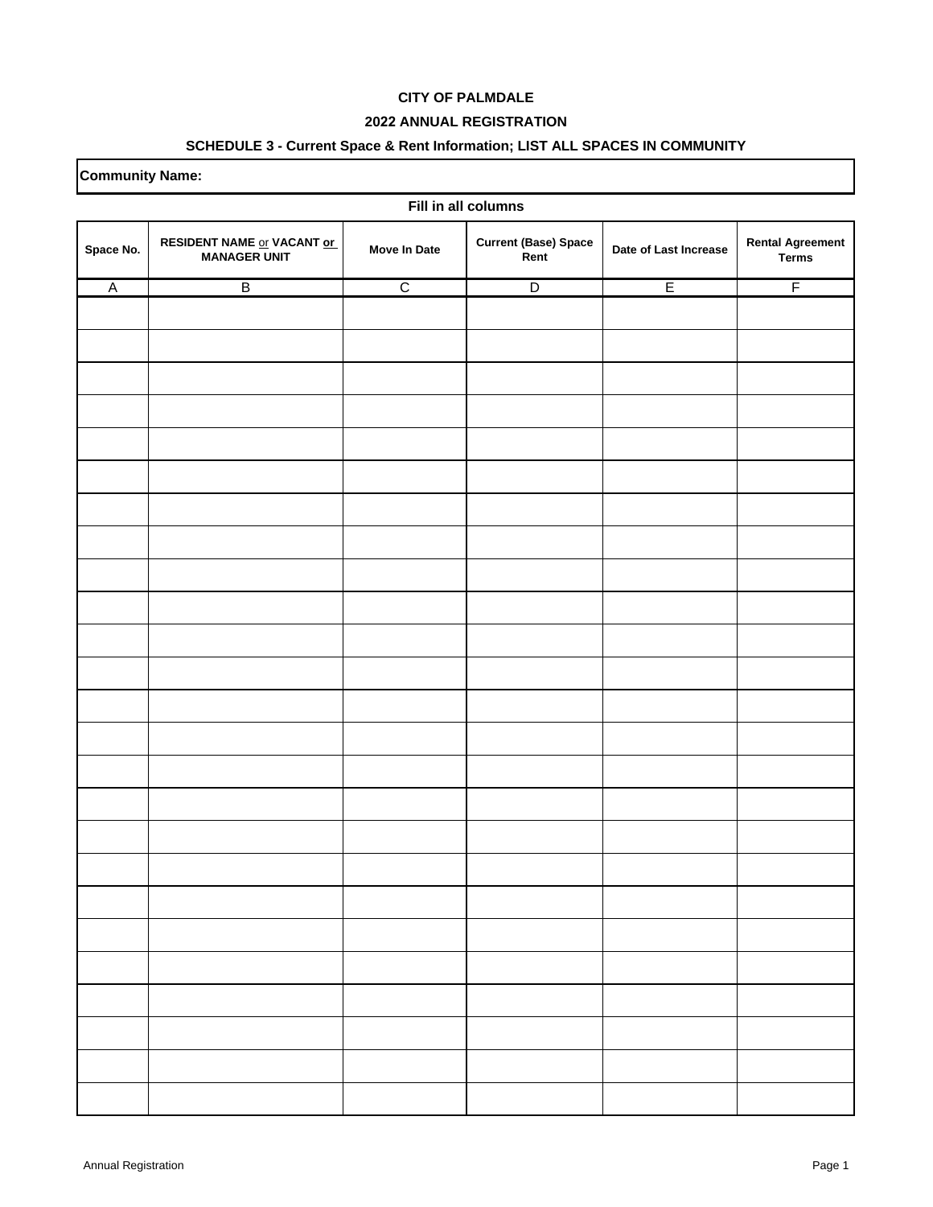**CITY OF PALMDALE**

**2022 ANNUAL REGISTRATION**

**SCHEDULE 3 - Current Space & Rent Information; LIST ALL SPACES IN COMMUNITY**

**Community Name:**

**Fill in all columns**

| Space No. | RESIDENT NAME or VACANT or MANAGER UNIT | Move In Date | Current (Base) Space Rent | Date of Last Increase | Rental Agreement Terms |
|---|---|---|---|---|---|
| A | B | C | D | E | F |
| | | | | | |
| | | | | | |
| | | | | | |
| | | | | | |
| | | | | | |
| | | | | | |
| | | | | | |
| | | | | | |
| | | | | | |
| | | | | | |
| | | | | | |
| | | | | | |
| | | | | | |
| | | | | | |
| | | | | | |
| | | | | | |
| | | | | | |
| | | | | | |
| | | | | | |
| | | | | | |
| | | | | | |
| | | | | | |
| | | | | | |
| | | | | | |
| | | | | | |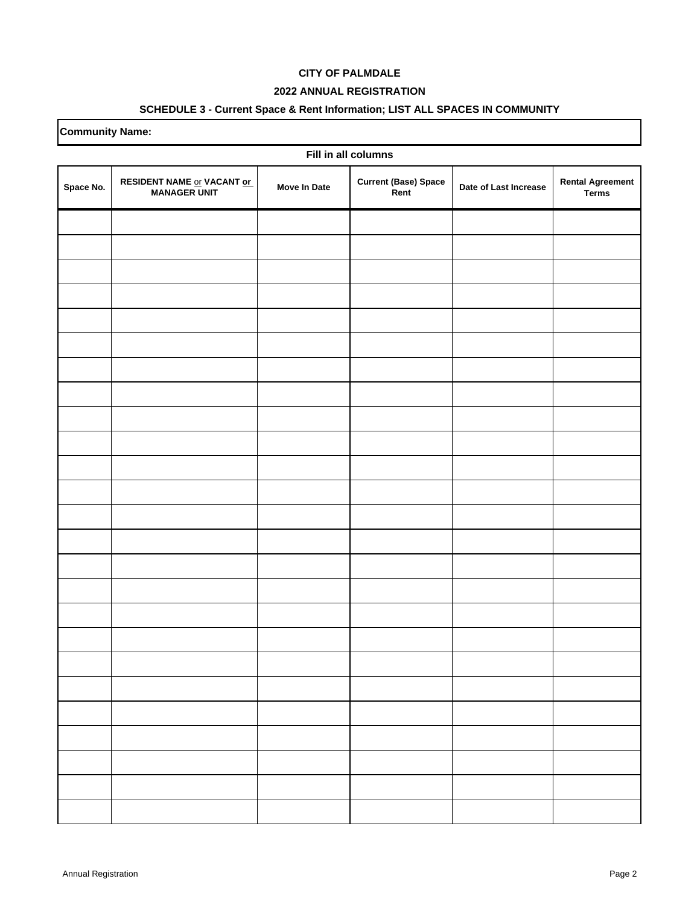**CITY OF PALMDALE**

**2022 ANNUAL REGISTRATION**

**SCHEDULE 3 - Current Space & Rent Information; LIST ALL SPACES IN COMMUNITY**

**Community Name:**

**Fill in all columns**

| Space No. | RESIDENT NAME or VACANT or MANAGER UNIT | Move In Date | Current (Base) Space Rent | Date of Last Increase | Rental Agreement Terms |
|---|---|---|---|---|---|
| | | | | | |
| | | | | | |
| | | | | | |
| | | | | | |
| | | | | | |
| | | | | | |
| | | | | | |
| | | | | | |
| | | | | | |
| | | | | | |
| | | | | | |
| | | | | | |
| | | | | | |
| | | | | | |
| | | | | | |
| | | | | | |
| | | | | | |
| | | | | | |
| | | | | | |
| | | | | | |
| | | | | | |
| | | | | | |
| | | | | | |
| | | | | | |
| | | | | | |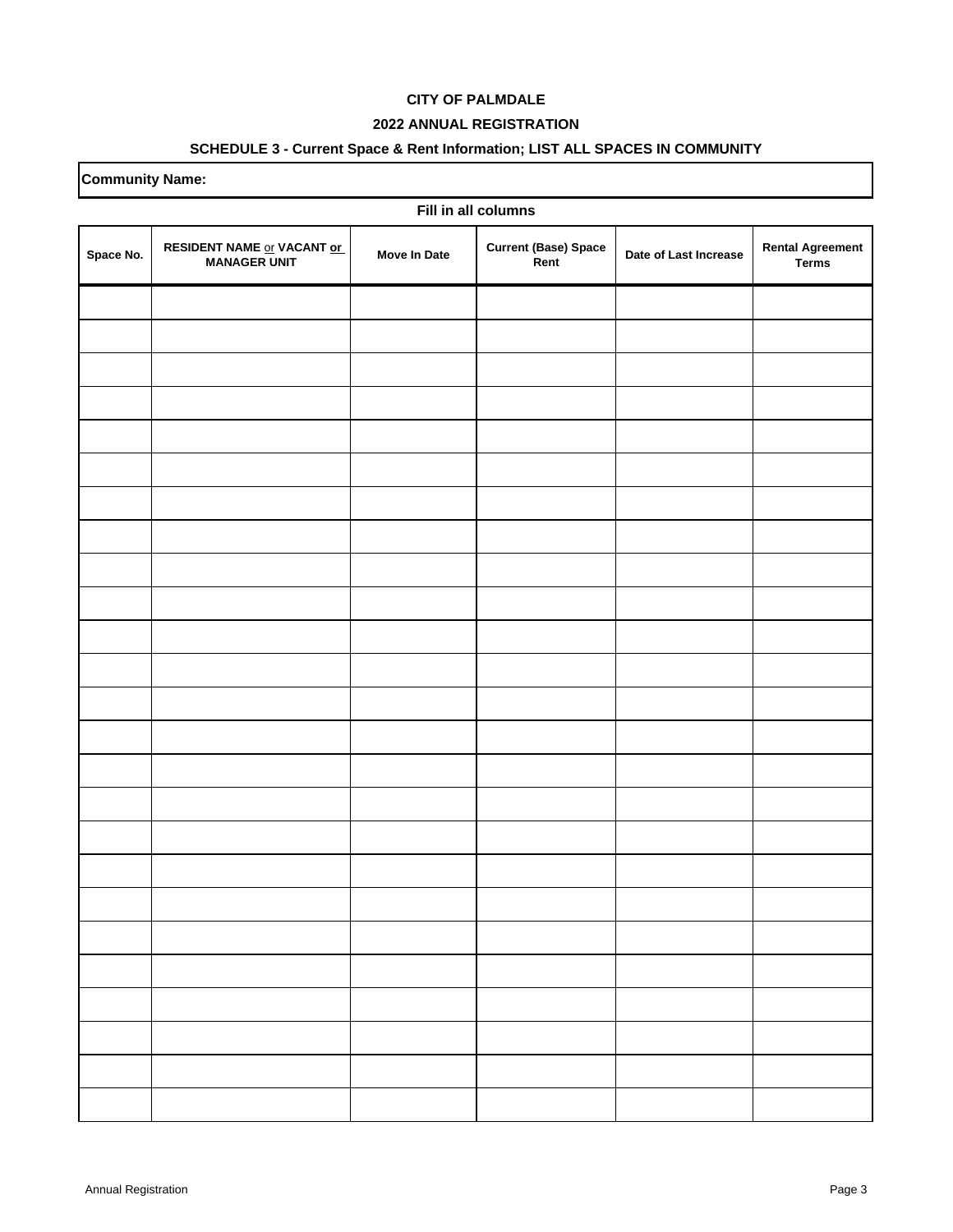**CITY OF PALMDALE**

**2022 ANNUAL REGISTRATION**

**SCHEDULE 3 - Current Space & Rent Information; LIST ALL SPACES IN COMMUNITY**

**Community Name:**

**Fill in all columns**

| Space No. | RESIDENT NAME or VACANT or MANAGER UNIT | Move In Date | Current (Base) Space Rent | Date of Last Increase | Rental Agreement Terms |
|---|---|---|---|---|---|
| | | | | | |
| | | | | | |
| | | | | | |
| | | | | | |
| | | | | | |
| | | | | | |
| | | | | | |
| | | | | | |
| | | | | | |
| | | | | | |
| | | | | | |
| | | | | | |
| | | | | | |
| | | | | | |
| | | | | | |
| | | | | | |
| | | | | | |
| | | | | | |
| | | | | | |
| | | | | | |
| | | | | | |
| | | | | | |
| | | | | | |
| | | | | | |
| | | | | | |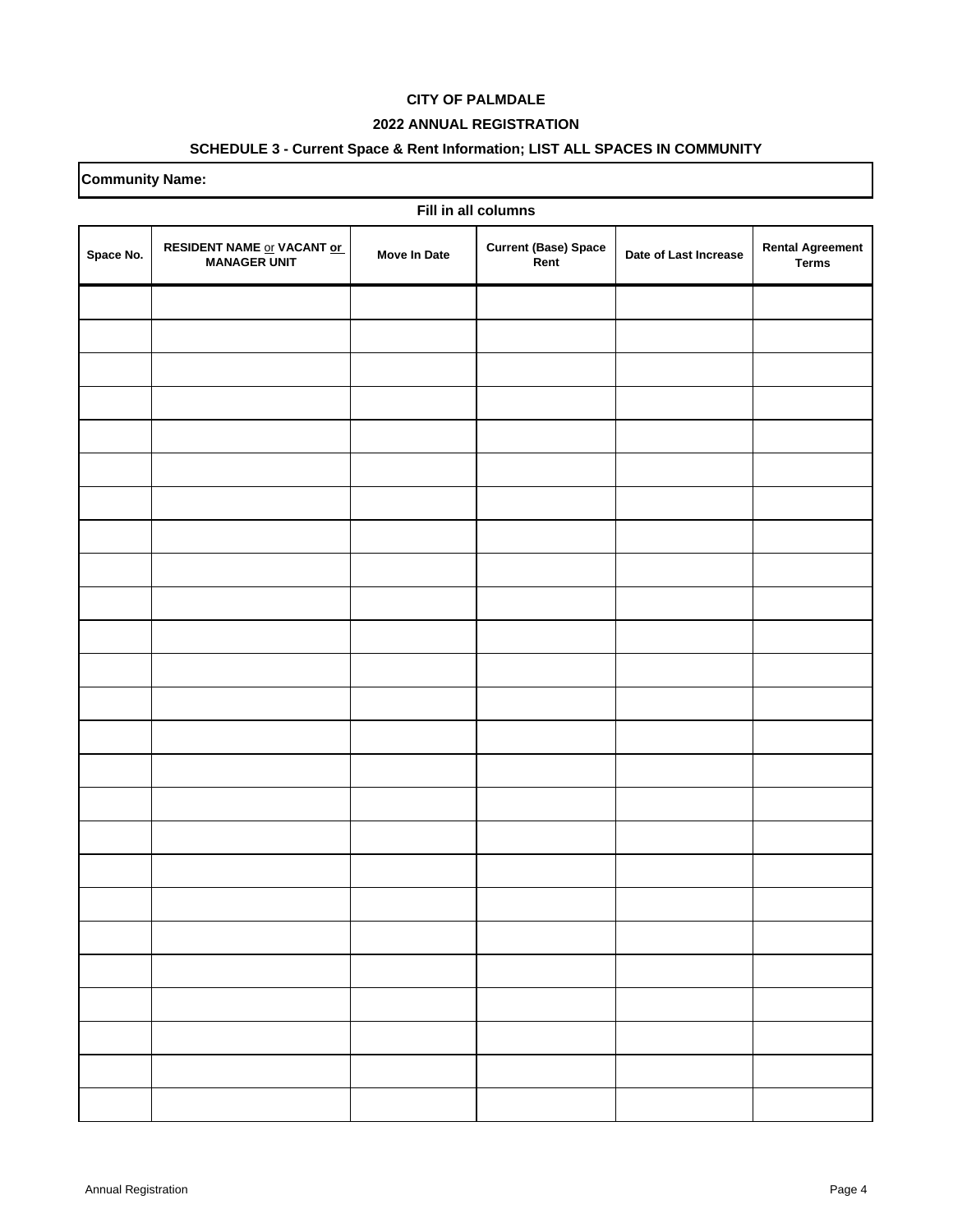**CITY OF PALMDALE**

**2022 ANNUAL REGISTRATION**

**SCHEDULE 3 - Current Space & Rent Information; LIST ALL SPACES IN COMMUNITY**

**Community Name:**

**Fill in all columns**

| Space No. | RESIDENT NAME or VACANT or MANAGER UNIT | Move In Date | Current (Base) Space Rent | Date of Last Increase | Rental Agreement Terms |
|---|---|---|---|---|---|
| | | | | | |
| | | | | | |
| | | | | | |
| | | | | | |
| | | | | | |
| | | | | | |
| | | | | | |
| | | | | | |
| | | | | | |
| | | | | | |
| | | | | | |
| | | | | | |
| | | | | | |
| | | | | | |
| | | | | | |
| | | | | | |
| | | | | | |
| | | | | | |
| | | | | | |
| | | | | | |
| | | | | | |
| | | | | | |
| | | | | | |
| | | | | | |
| | | | | | |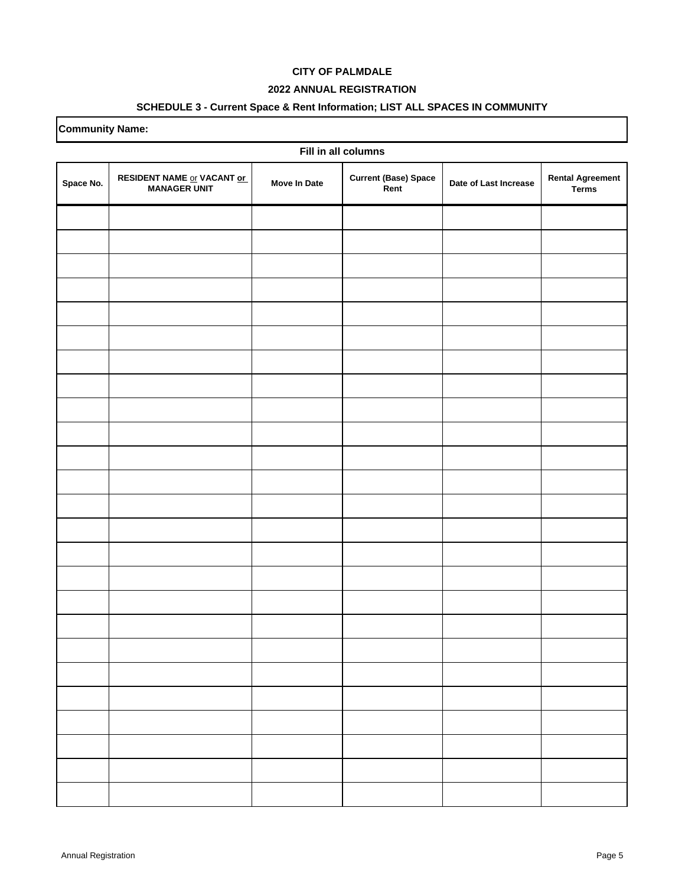**CITY OF PALMDALE**

**2022 ANNUAL REGISTRATION**

**SCHEDULE 3 - Current Space & Rent Information; LIST ALL SPACES IN COMMUNITY**

**Community Name:**

**Fill in all columns**

| Space No. | RESIDENT NAME or VACANT or MANAGER UNIT | Move In Date | Current (Base) Space Rent | Date of Last Increase | Rental Agreement Terms |
|---|---|---|---|---|---|
| | | | | | |
| | | | | | |
| | | | | | |
| | | | | | |
| | | | | | |
| | | | | | |
| | | | | | |
| | | | | | |
| | | | | | |
| | | | | | |
| | | | | | |
| | | | | | |
| | | | | | |
| | | | | | |
| | | | | | |
| | | | | | |
| | | | | | |
| | | | | | |
| | | | | | |
| | | | | | |
| | | | | | |
| | | | | | |
| | | | | | |
| | | | | | |
| | | | | | |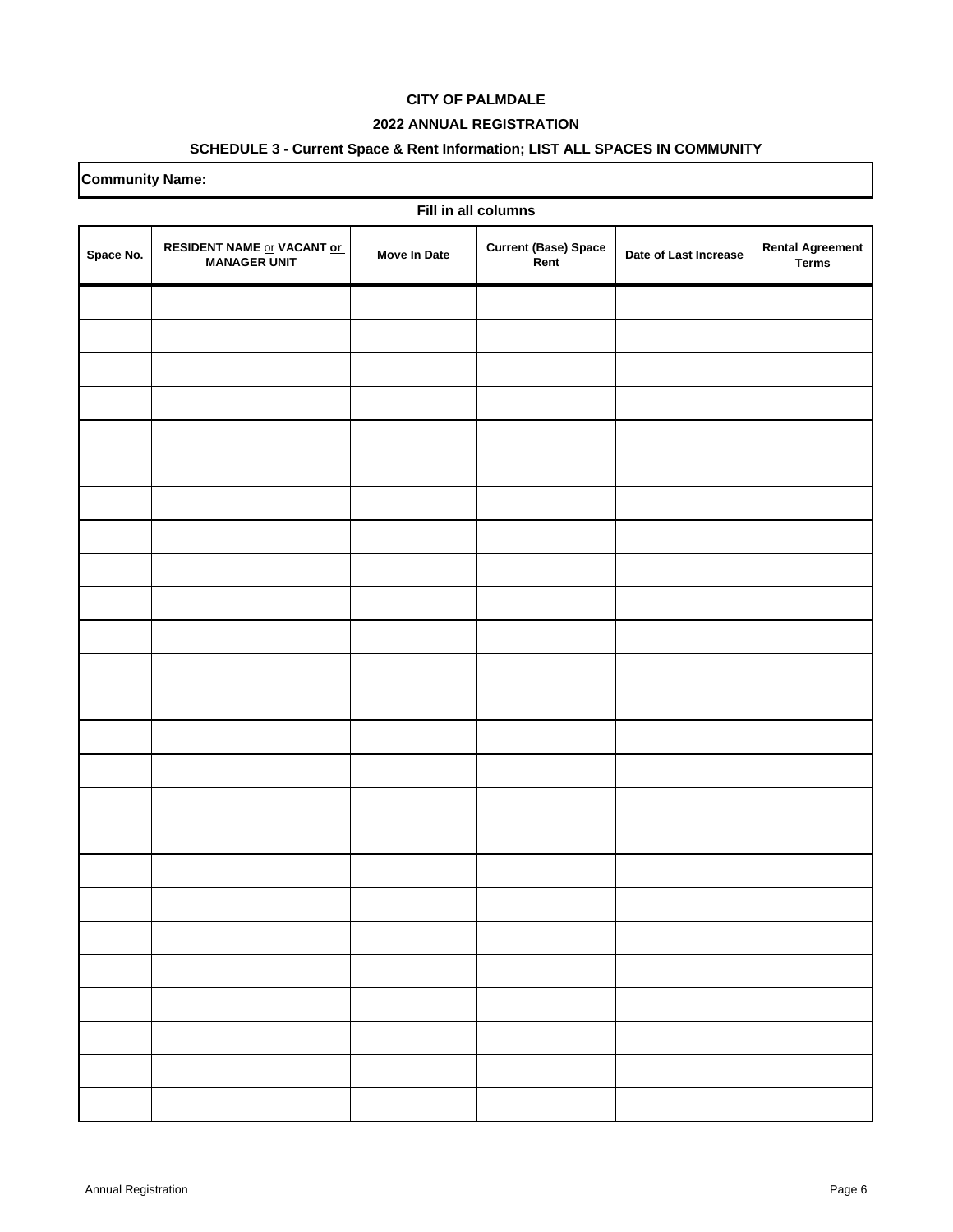**CITY OF PALMDALE**

**2022 ANNUAL REGISTRATION**

**SCHEDULE 3 - Current Space & Rent Information; LIST ALL SPACES IN COMMUNITY**

**Community Name:**

**Fill in all columns**

| Space No. | RESIDENT NAME or VACANT or MANAGER UNIT | Move In Date | Current (Base) Space Rent | Date of Last Increase | Rental Agreement Terms |
|---|---|---|---|---|---|
| | | | | | |
| | | | | | |
| | | | | | |
| | | | | | |
| | | | | | |
| | | | | | |
| | | | | | |
| | | | | | |
| | | | | | |
| | | | | | |
| | | | | | |
| | | | | | |
| | | | | | |
| | | | | | |
| | | | | | |
| | | | | | |
| | | | | | |
| | | | | | |
| | | | | | |
| | | | | | |
| | | | | | |
| | | | | | |
| | | | | | |
| | | | | | |
| | | | | | |
| | | | | | |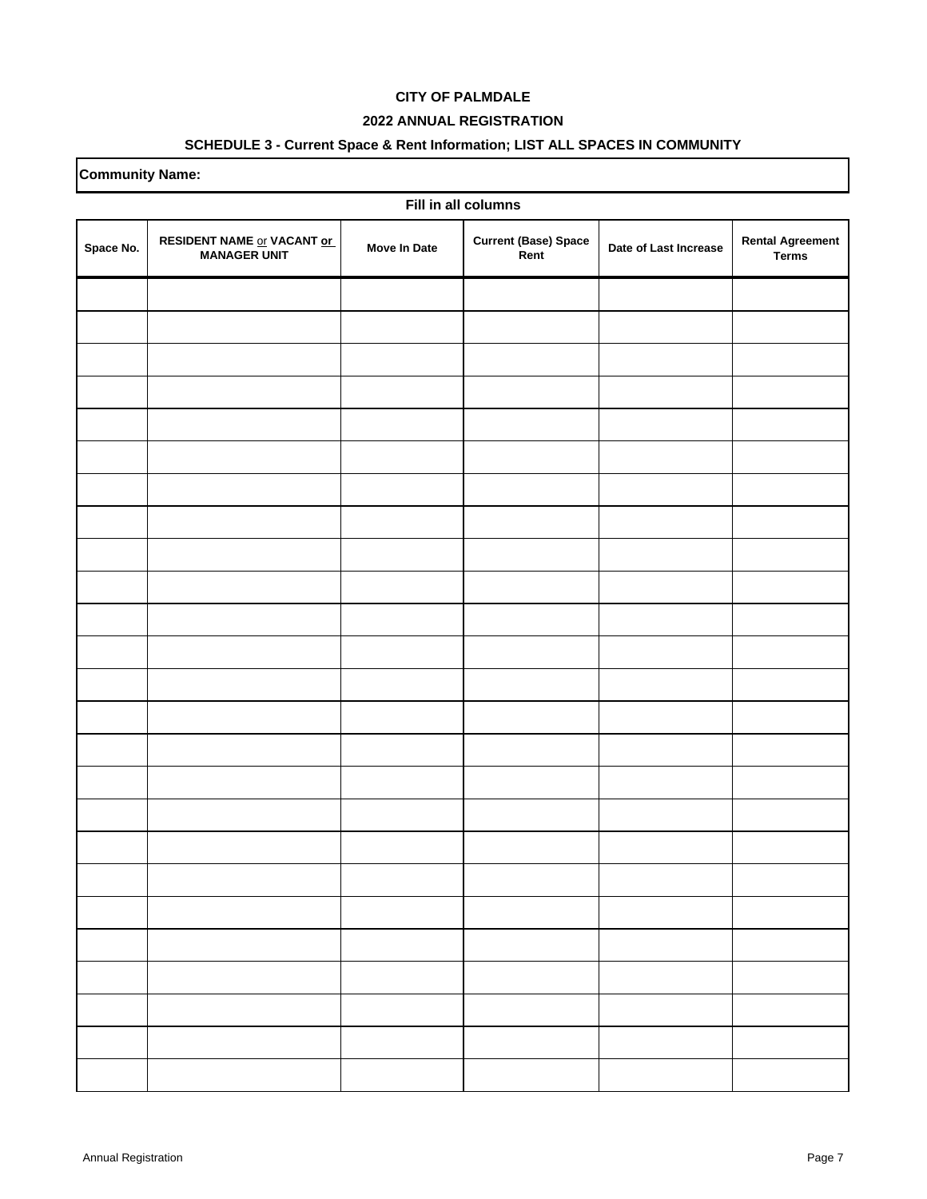**CITY OF PALMDALE**

**2022 ANNUAL REGISTRATION**

**SCHEDULE 3 - Current Space & Rent Information; LIST ALL SPACES IN COMMUNITY**

**Community Name:**

**Fill in all columns**

| Space No. | RESIDENT NAME or VACANT or MANAGER UNIT | Move In Date | Current (Base) Space Rent | Date of Last Increase | Rental Agreement Terms |
|---|---|---|---|---|---|
| | | | | | |
| | | | | | |
| | | | | | |
| | | | | | |
| | | | | | |
| | | | | | |
| | | | | | |
| | | | | | |
| | | | | | |
| | | | | | |
| | | | | | |
| | | | | | |
| | | | | | |
| | | | | | |
| | | | | | |
| | | | | | |
| | | | | | |
| | | | | | |
| | | | | | |
| | | | | | |
| | | | | | |
| | | | | | |
| | | | | | |
| | | | | | |
| | | | | | |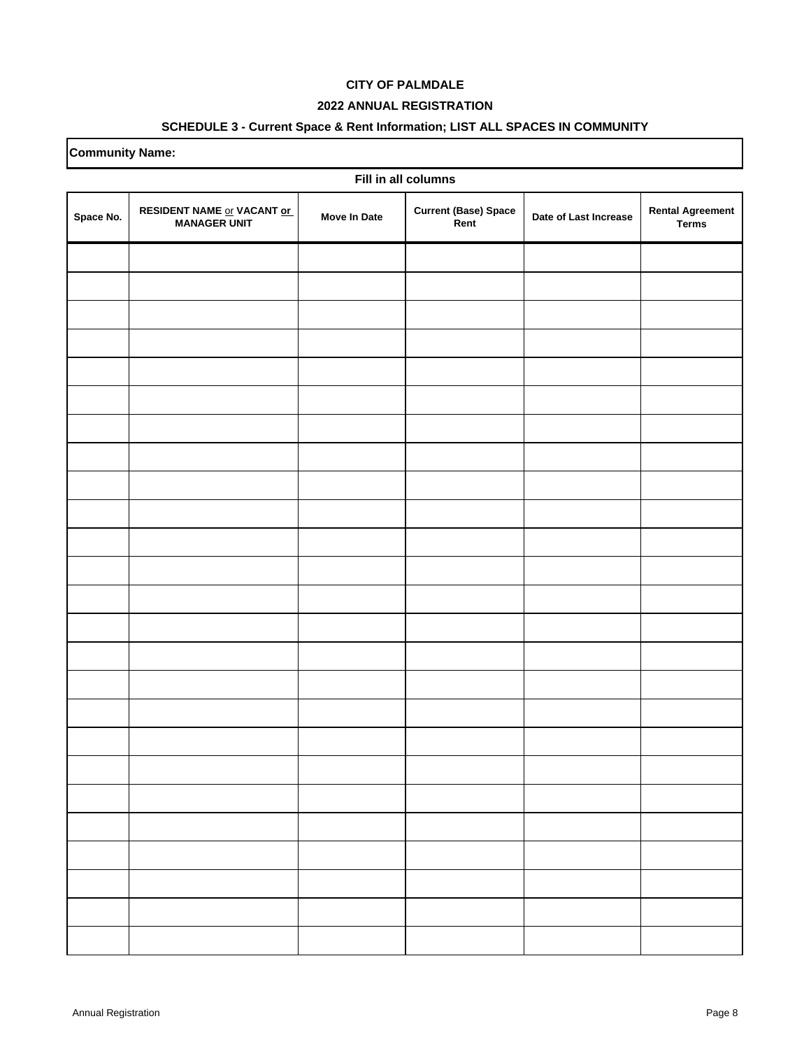**CITY OF PALMDALE**

**2022 ANNUAL REGISTRATION**

**SCHEDULE 3 - Current Space & Rent Information; LIST ALL SPACES IN COMMUNITY**

**Community Name:**

**Fill in all columns**

| Space No. | RESIDENT NAME or VACANT or MANAGER UNIT | Move In Date | Current (Base) Space Rent | Date of Last Increase | Rental Agreement Terms |
|---|---|---|---|---|---|
| | | | | | |
| | | | | | |
| | | | | | |
| | | | | | |
| | | | | | |
| | | | | | |
| | | | | | |
| | | | | | |
| | | | | | |
| | | | | | |
| | | | | | |
| | | | | | |
| | | | | | |
| | | | | | |
| | | | | | |
| | | | | | |
| | | | | | |
| | | | | | |
| | | | | | |
| | | | | | |
| | | | | | |
| | | | | | |
| | | | | | |
| | | | | | |
| | | | | | |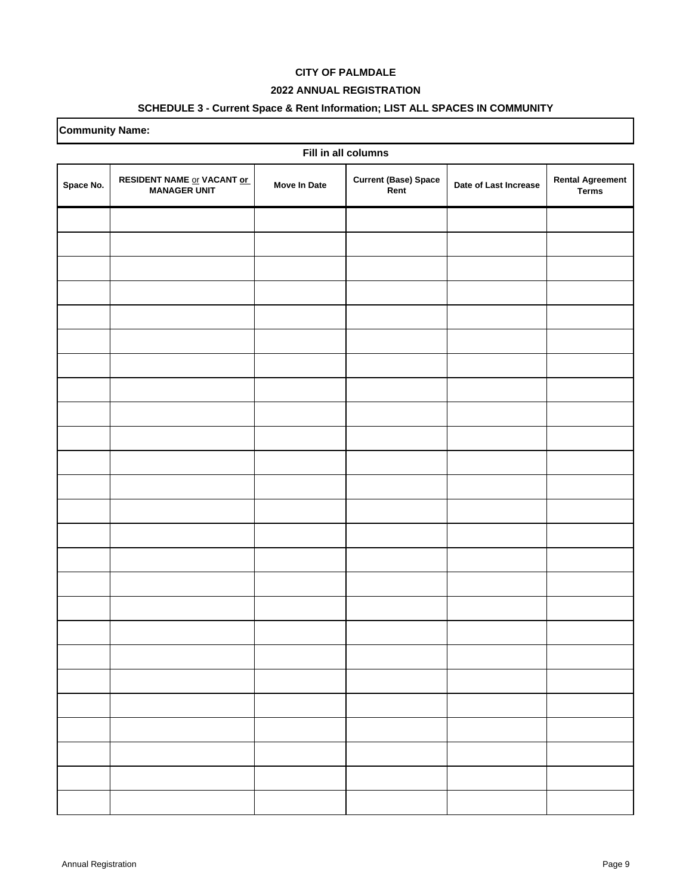**CITY OF PALMDALE**

**2022 ANNUAL REGISTRATION**

**SCHEDULE 3 - Current Space & Rent Information; LIST ALL SPACES IN COMMUNITY**

**Community Name:**

**Fill in all columns**

| Space No. | RESIDENT NAME or VACANT or MANAGER UNIT | Move In Date | Current (Base) Space Rent | Date of Last Increase | Rental Agreement Terms |
|---|---|---|---|---|---|
| | | | | | |
| | | | | | |
| | | | | | |
| | | | | | |
| | | | | | |
| | | | | | |
| | | | | | |
| | | | | | |
| | | | | | |
| | | | | | |
| | | | | | |
| | | | | | |
| | | | | | |
| | | | | | |
| | | | | | |
| | | | | | |
| | | | | | |
| | | | | | |
| | | | | | |
| | | | | | |
| | | | | | |
| | | | | | |
| | | | | | |
| | | | | | |
| | | | | | |